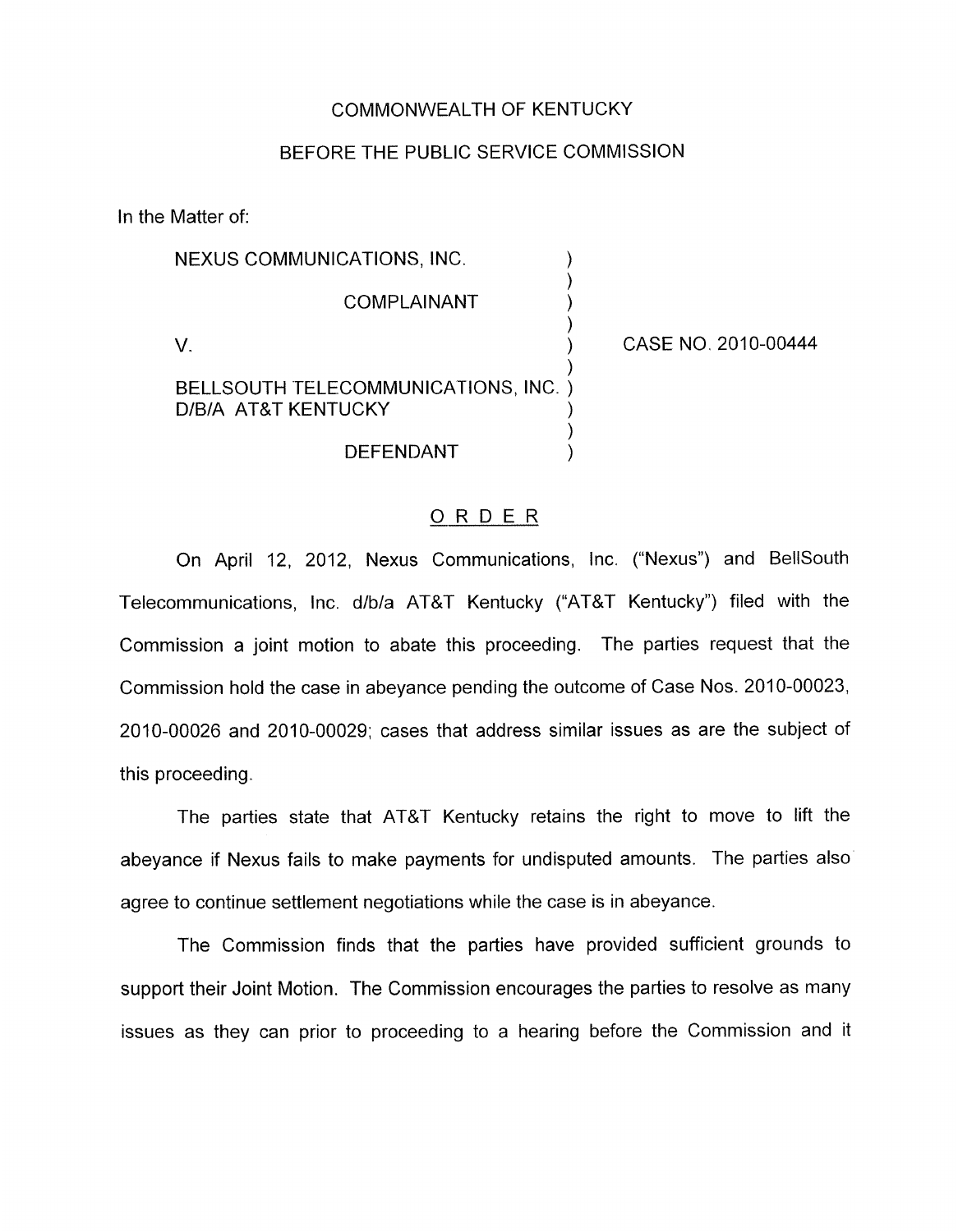COMMONWEALTH OF KENTUCKY

BEFORE THE PUBLIC SERVICE COMMISSION

In the Matter of:

NEXUS COMMUNICATIONS, INC.

COMPLAINANT

V.

BELLSOUTH TELECOMMUNICATIONS, INC.
D/B/A AT&T KENTUCKY

DEFENDANT

CASE NO. 2010-00444

## ORDER

On April 12, 2012, Nexus Communications, Inc. ("Nexus") and BellSouth Telecommunications, Inc. d/b/a AT&T Kentucky ("AT&T Kentucky") filed with the Commission a joint motion to abate this proceeding. The parties request that the Commission hold the case in abeyance pending the outcome of Case Nos. 2010-00023, 2010-00026 and 2010-00029; cases that address similar issues as are the subject of this proceeding.

The parties state that AT&T Kentucky retains the right to move to lift the abeyance if Nexus fails to make payments for undisputed amounts. The parties also agree to continue settlement negotiations while the case is in abeyance.

The Commission finds that the parties have provided sufficient grounds to support their Joint Motion. The Commission encourages the parties to resolve as many issues as they can prior to proceeding to a hearing before the Commission and it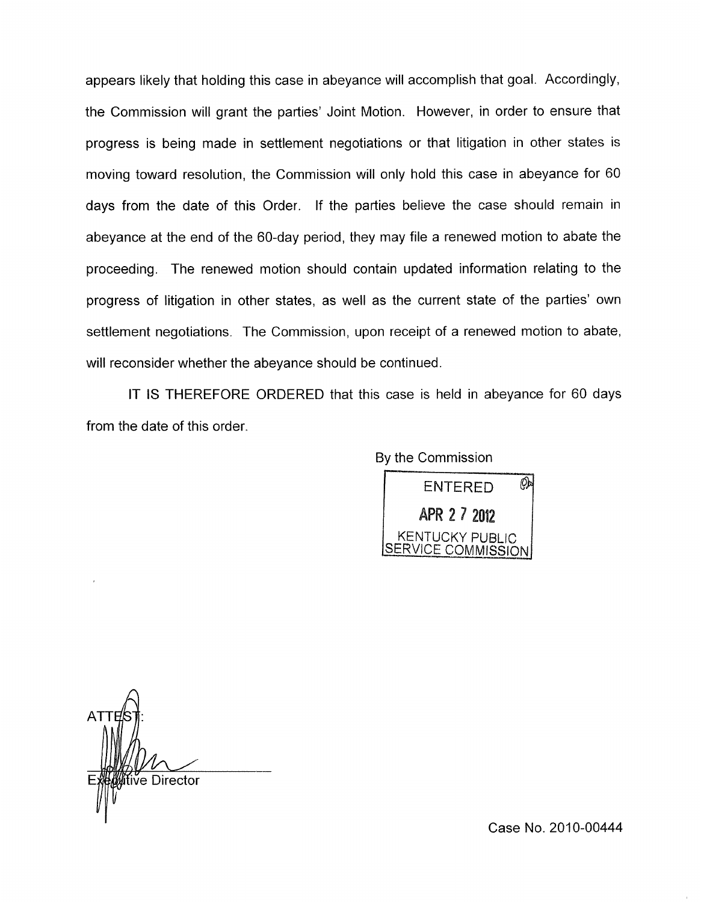appears likely that holding this case in abeyance will accomplish that goal. Accordingly, the Commission will grant the parties' Joint Motion. However, in order to ensure that progress is being made in settlement negotiations or that litigation in other states is moving toward resolution, the Commission will only hold this case in abeyance for 60 days from the date of this Order. If the parties believe the case should remain in abeyance at the end of the 60-day period, they may file a renewed motion to abate the proceeding. The renewed motion should contain updated information relating to the progress of litigation in other states, as well as the current state of the parties' own settlement negotiations. The Commission, upon receipt of a renewed motion to abate, will reconsider whether the abeyance should be continued.

IT IS THEREFORE ORDERED that this case is held in abeyance for 60 days from the date of this order.

By the Commission

ENTERED
APR 27 2012
KENTUCKY PUBLIC SERVICE COMMISSION

ATTEST:

Executive Director

Case No. 2010-00444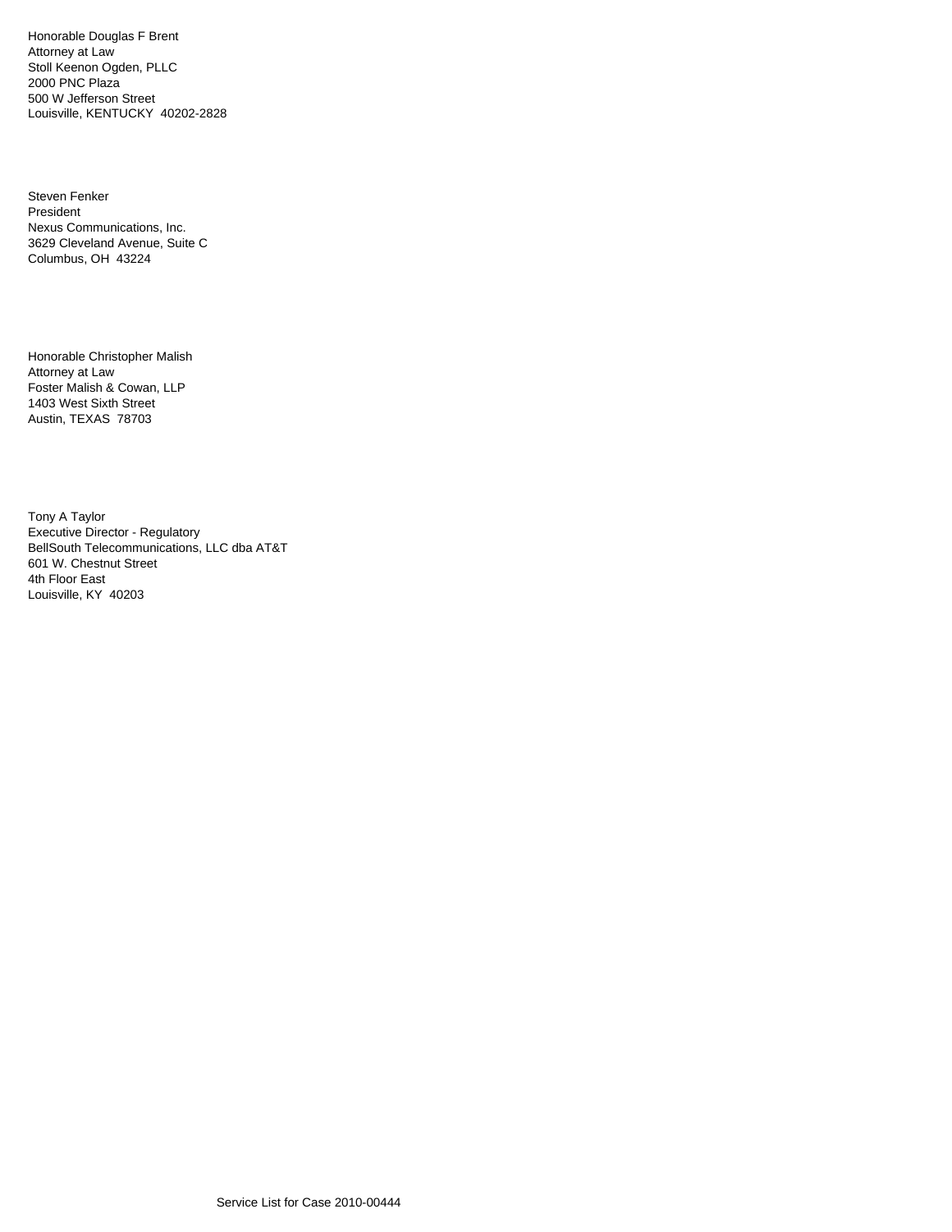Honorable Douglas F Brent
Attorney at Law
Stoll Keenon Ogden, PLLC
2000 PNC Plaza
500 W Jefferson Street
Louisville, KENTUCKY 40202-2828

Steven Fenker
President
Nexus Communications, Inc.
3629 Cleveland Avenue, Suite C
Columbus, OH 43224

Honorable Christopher Malish
Attorney at Law
Foster Malish & Cowan, LLP
1403 West Sixth Street
Austin, TEXAS 78703

Tony A Taylor
Executive Director - Regulatory
BellSouth Telecommunications, LLC dba AT&T
601 W. Chestnut Street
4th Floor East
Louisville, KY 40203